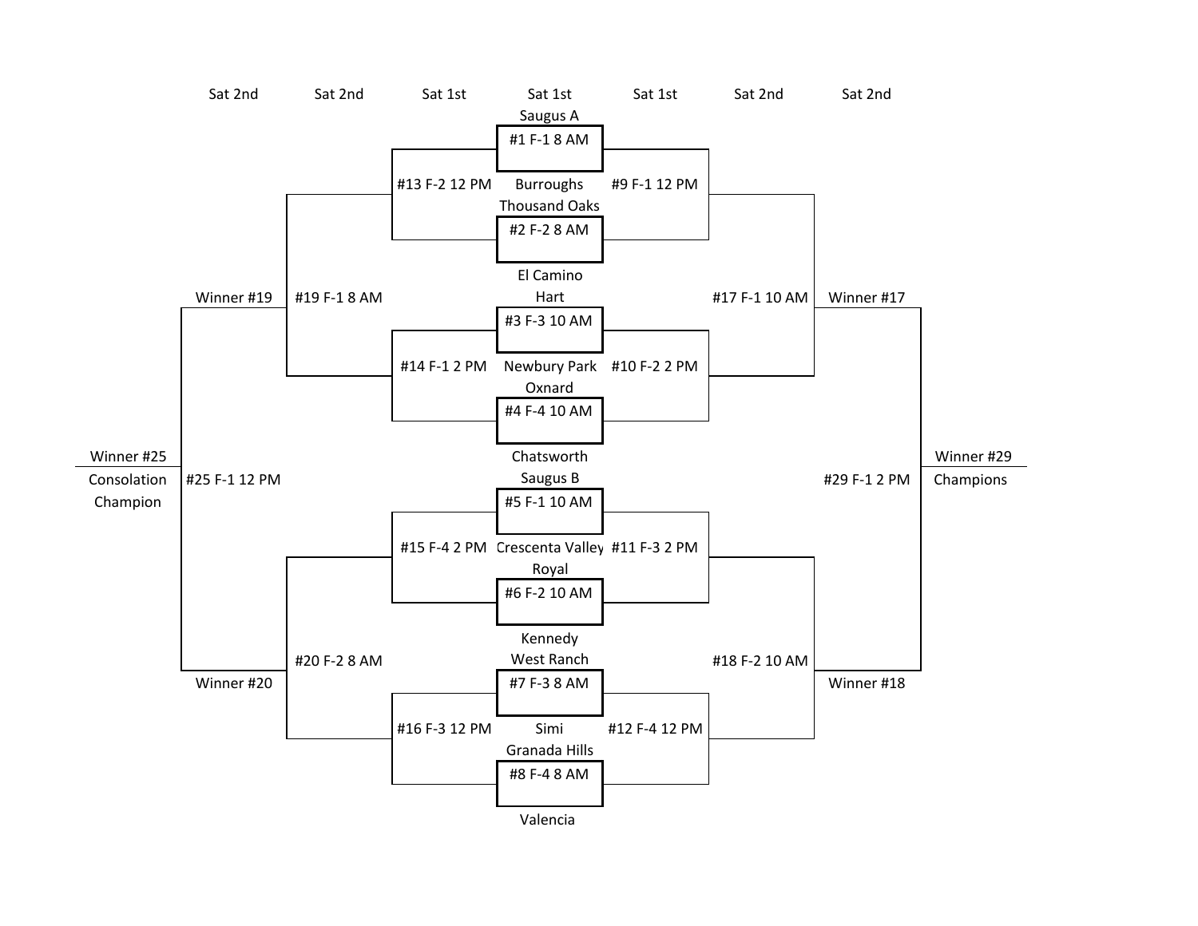| Sat 2nd | Sat 2nd | Sat 1st | Sat 1st | Sat 1st | Sat 2nd | Sat 2nd |
|---|---|---|---|---|---|---|

**First round (Sat 1st)**

| Game | Teams |
|---|---|
| #1 F-1 8 AM | Saugus A vs. Burroughs |
| #2 F-2 8 AM | Thousand Oaks vs. El Camino |
| #3 F-3 10 AM | Hart vs. Newbury Park |
| #4 F-4 10 AM | Oxnard vs. Chatsworth |
| #5 F-1 10 AM | Saugus B vs. Crescenta Valley |
| #6 F-2 10 AM | Royal vs. Kennedy |
| #7 F-3 8 AM | West Ranch vs. Simi |
| #8 F-4 8 AM | Granada Hills vs. Valencia |

**Sat 1st**

- #13 F-2 12 PM
- #9 F-1 12 PM
- #14 F-1 2 PM
- #10 F-2 2 PM
- #15 F-4 2 PM
- #11 F-3 2 PM
- #16 F-3 12 PM
- #12 F-4 12 PM

**Sat 2nd**

- #19 F-1 8 AM
- #20 F-2 8 AM
- #17 F-1 10 AM
- #18 F-2 10 AM
- Winner #19
- Winner #20
- Winner #17
- Winner #18
- #25 F-1 12 PM
- #29 F-1 2 PM

Winner #25
Consolation Champion

Winner #29
Champions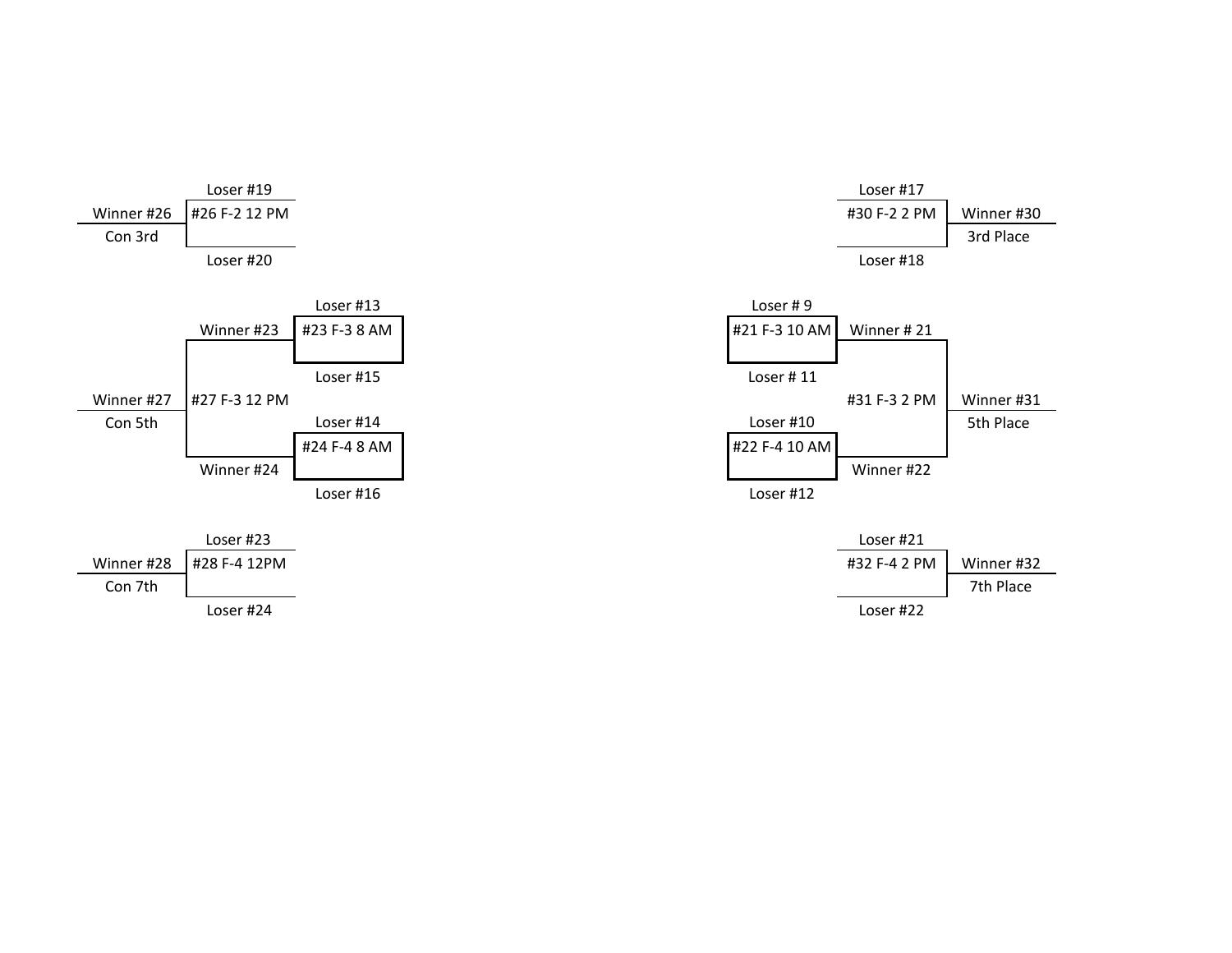Loser #19

Winner #26 | #26 F-2 12 PM

Con 3rd

Loser #20

Loser #17

#30 F-2 2 PM | Winner #30

3rd Place

Loser #18

Loser #13

Winner #23 | #23 F-3 8 AM

Loser #15

Winner #27 | #27 F-3 12 PM

Con 5th

Loser #14

#24 F-4 8 AM

Winner #24

Loser #16

Loser # 9

#21 F-3 10 AM | Winner # 21

Loser # 11

#31 F-3 2 PM | Winner #31

5th Place

Loser #10

#22 F-4 10 AM

Winner #22

Loser #12

Loser #23

Winner #28 | #28 F-4 12PM

Con 7th

Loser #24

Loser #21

#32 F-4 2 PM | Winner #32

7th Place

Loser #22